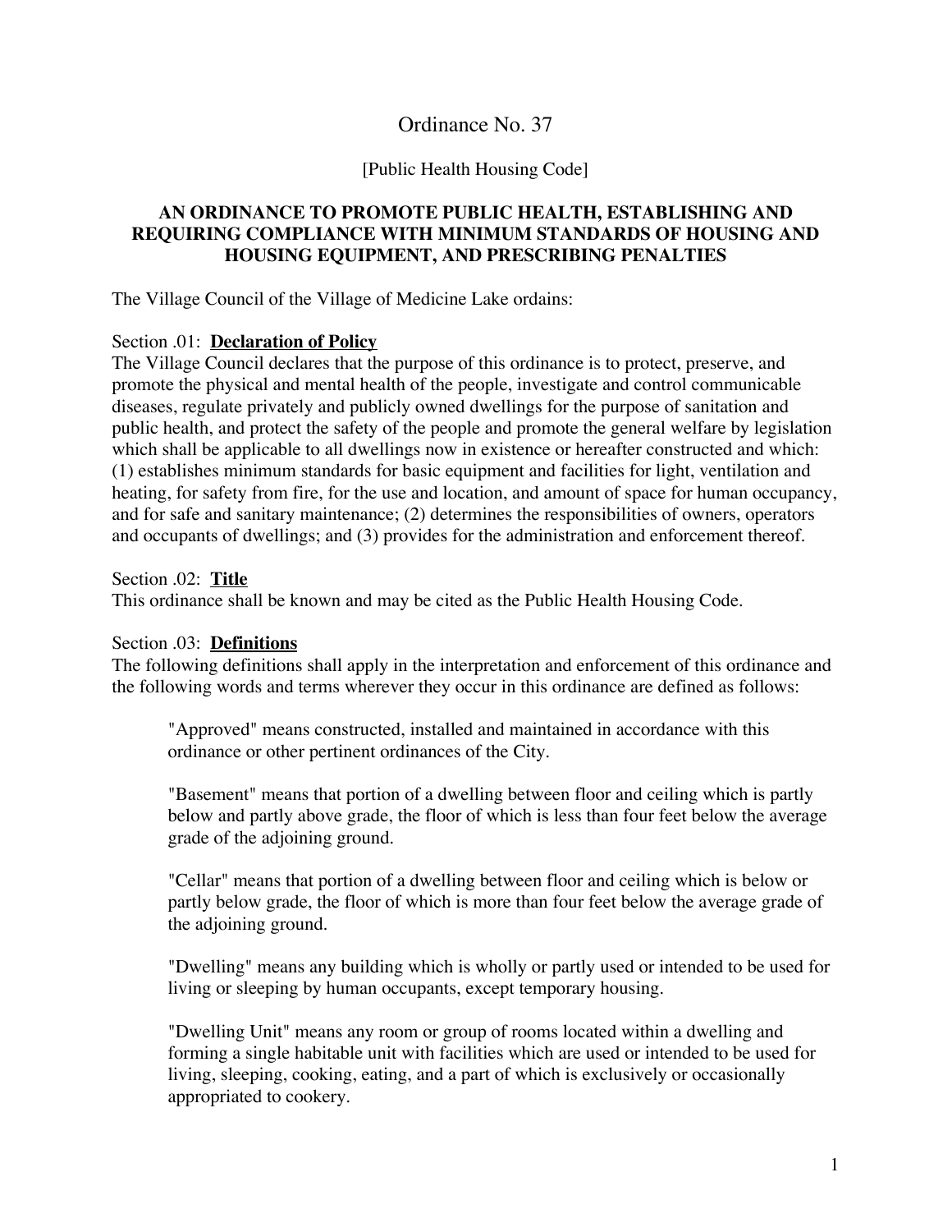# Ordinance No. 37

[Public Health Housing Code]

## AN ORDINANCE TO PROMOTE PUBLIC HEALTH, ESTABLISHING AND REQUIRING COMPLIANCE WITH MINIMUM STANDARDS OF HOUSING AND HOUSING EQUIPMENT, AND PRESCRIBING PENALTIES

The Village Council of the Village of Medicine Lake ordains:

Section .01: **Declaration of Policy**

The Village Council declares that the purpose of this ordinance is to protect, preserve, and promote the physical and mental health of the people, investigate and control communicable diseases, regulate privately and publicly owned dwellings for the purpose of sanitation and public health, and protect the safety of the people and promote the general welfare by legislation which shall be applicable to all dwellings now in existence or hereafter constructed and which: (1) establishes minimum standards for basic equipment and facilities for light, ventilation and heating, for safety from fire, for the use and location, and amount of space for human occupancy, and for safe and sanitary maintenance; (2) determines the responsibilities of owners, operators and occupants of dwellings; and (3) provides for the administration and enforcement thereof.

Section .02: **Title**

This ordinance shall be known and may be cited as the Public Health Housing Code.

Section .03: **Definitions**

The following definitions shall apply in the interpretation and enforcement of this ordinance and the following words and terms wherever they occur in this ordinance are defined as follows:

> "Approved" means constructed, installed and maintained in accordance with this ordinance or other pertinent ordinances of the City.
>
> "Basement" means that portion of a dwelling between floor and ceiling which is partly below and partly above grade, the floor of which is less than four feet below the average grade of the adjoining ground.
>
> "Cellar" means that portion of a dwelling between floor and ceiling which is below or partly below grade, the floor of which is more than four feet below the average grade of the adjoining ground.
>
> "Dwelling" means any building which is wholly or partly used or intended to be used for living or sleeping by human occupants, except temporary housing.
>
> "Dwelling Unit" means any room or group of rooms located within a dwelling and forming a single habitable unit with facilities which are used or intended to be used for living, sleeping, cooking, eating, and a part of which is exclusively or occasionally appropriated to cookery.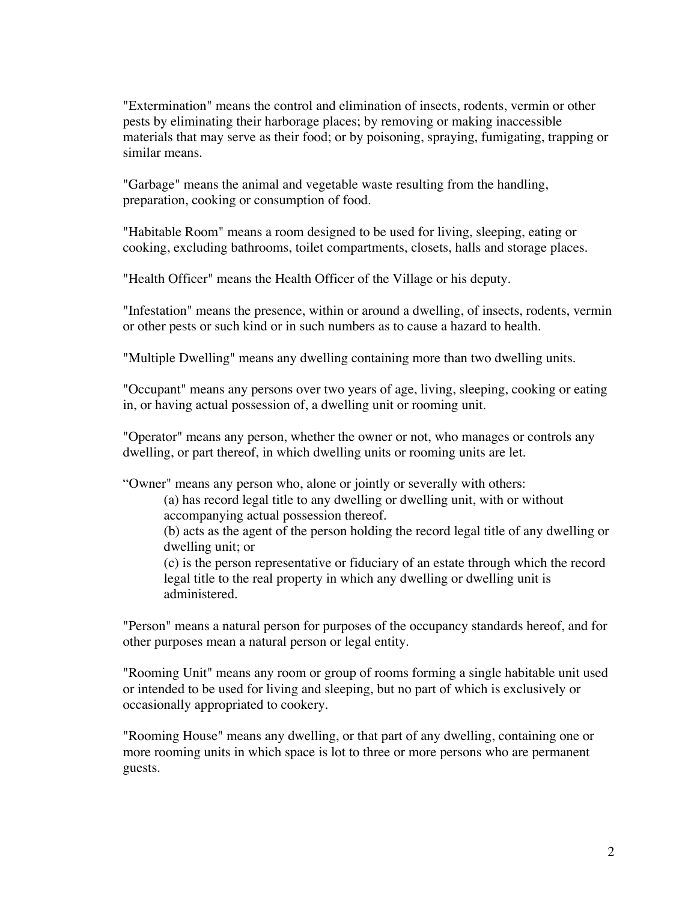"Extermination" means the control and elimination of insects, rodents, vermin or other pests by eliminating their harborage places; by removing or making inaccessible materials that may serve as their food; or by poisoning, spraying, fumigating, trapping or similar means.

"Garbage" means the animal and vegetable waste resulting from the handling, preparation, cooking or consumption of food.

"Habitable Room" means a room designed to be used for living, sleeping, eating or cooking, excluding bathrooms, toilet compartments, closets, halls and storage places.

"Health Officer" means the Health Officer of the Village or his deputy.

"Infestation" means the presence, within or around a dwelling, of insects, rodents, vermin or other pests or such kind or in such numbers as to cause a hazard to health.

"Multiple Dwelling" means any dwelling containing more than two dwelling units.

"Occupant" means any persons over two years of age, living, sleeping, cooking or eating in, or having actual possession of, a dwelling unit or rooming unit.

"Operator" means any person, whether the owner or not, who manages or controls any dwelling, or part thereof, in which dwelling units or rooming units are let.

“Owner" means any person who, alone or jointly or severally with others:

(a) has record legal title to any dwelling or dwelling unit, with or without accompanying actual possession thereof.

(b) acts as the agent of the person holding the record legal title of any dwelling or dwelling unit; or

(c) is the person representative or fiduciary of an estate through which the record legal title to the real property in which any dwelling or dwelling unit is administered.

"Person" means a natural person for purposes of the occupancy standards hereof, and for other purposes mean a natural person or legal entity.

"Rooming Unit" means any room or group of rooms forming a single habitable unit used or intended to be used for living and sleeping, but no part of which is exclusively or occasionally appropriated to cookery.

"Rooming House" means any dwelling, or that part of any dwelling, containing one or more rooming units in which space is lot to three or more persons who are permanent guests.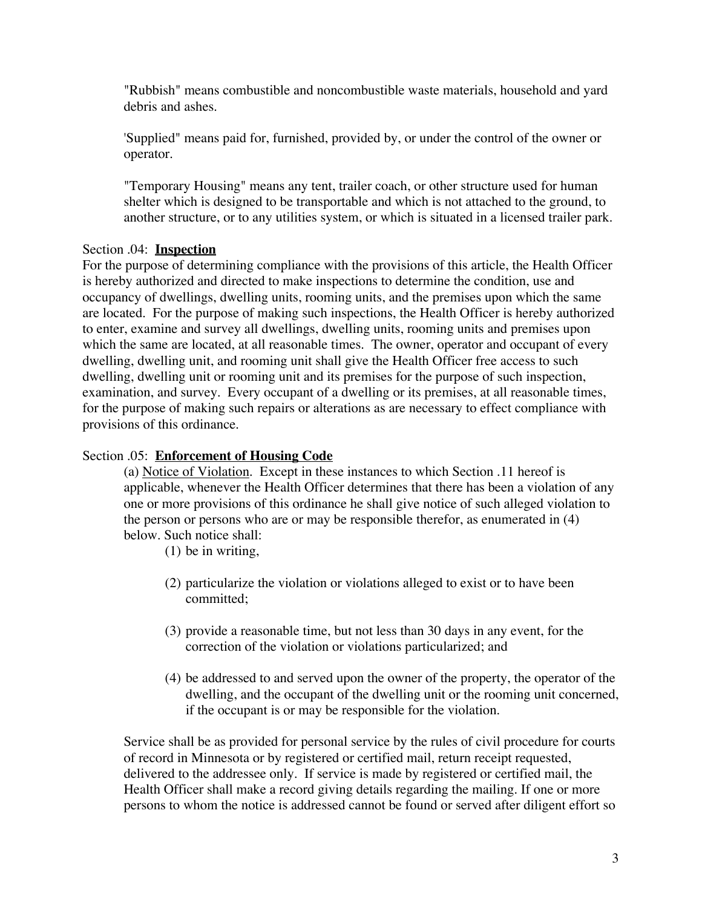"Rubbish" means combustible and noncombustible waste materials, household and yard debris and ashes.

'Supplied" means paid for, furnished, provided by, or under the control of the owner or operator.

"Temporary Housing" means any tent, trailer coach, or other structure used for human shelter which is designed to be transportable and which is not attached to the ground, to another structure, or to any utilities system, or which is situated in a licensed trailer park.

Section .04: **Inspection**

For the purpose of determining compliance with the provisions of this article, the Health Officer is hereby authorized and directed to make inspections to determine the condition, use and occupancy of dwellings, dwelling units, rooming units, and the premises upon which the same are located. For the purpose of making such inspections, the Health Officer is hereby authorized to enter, examine and survey all dwellings, dwelling units, rooming units and premises upon which the same are located, at all reasonable times. The owner, operator and occupant of every dwelling, dwelling unit, and rooming unit shall give the Health Officer free access to such dwelling, dwelling unit or rooming unit and its premises for the purpose of such inspection, examination, and survey. Every occupant of a dwelling or its premises, at all reasonable times, for the purpose of making such repairs or alterations as are necessary to effect compliance with provisions of this ordinance.

Section .05: **Enforcement of Housing Code**

(a) Notice of Violation. Except in these instances to which Section .11 hereof is applicable, whenever the Health Officer determines that there has been a violation of any one or more provisions of this ordinance he shall give notice of such alleged violation to the person or persons who are or may be responsible therefor, as enumerated in (4) below. Such notice shall:

(1) be in writing,

(2) particularize the violation or violations alleged to exist or to have been committed;

(3) provide a reasonable time, but not less than 30 days in any event, for the correction of the violation or violations particularized; and

(4) be addressed to and served upon the owner of the property, the operator of the dwelling, and the occupant of the dwelling unit or the rooming unit concerned, if the occupant is or may be responsible for the violation.

Service shall be as provided for personal service by the rules of civil procedure for courts of record in Minnesota or by registered or certified mail, return receipt requested, delivered to the addressee only. If service is made by registered or certified mail, the Health Officer shall make a record giving details regarding the mailing. If one or more persons to whom the notice is addressed cannot be found or served after diligent effort so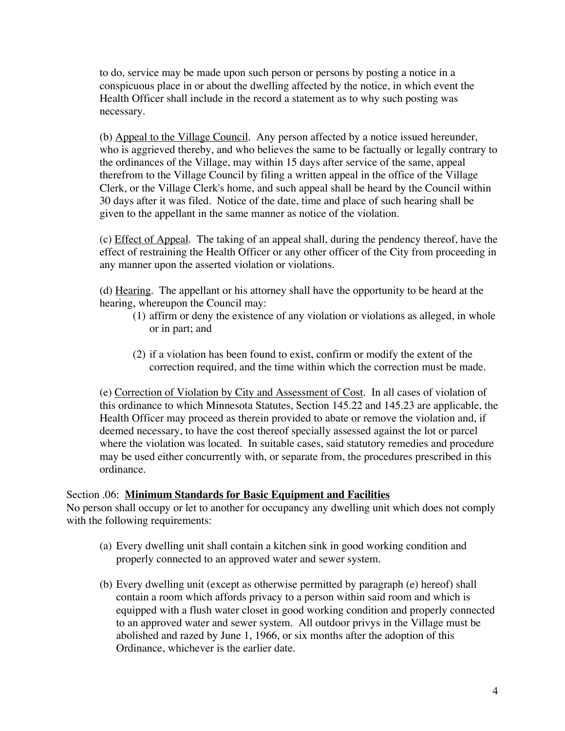to do, service may be made upon such person or persons by posting a notice in a conspicuous place in or about the dwelling affected by the notice, in which event the Health Officer shall include in the record a statement as to why such posting was necessary.

(b) <u>Appeal to the Village Council</u>. Any person affected by a notice issued hereunder, who is aggrieved thereby, and who believes the same to be factually or legally contrary to the ordinances of the Village, may within 15 days after service of the same, appeal therefrom to the Village Council by filing a written appeal in the office of the Village Clerk, or the Village Clerk's home, and such appeal shall be heard by the Council within 30 days after it was filed. Notice of the date, time and place of such hearing shall be given to the appellant in the same manner as notice of the violation.

(c) <u>Effect of Appeal</u>. The taking of an appeal shall, during the pendency thereof, have the effect of restraining the Health Officer or any other officer of the City from proceeding in any manner upon the asserted violation or violations.

(d) <u>Hearing</u>. The appellant or his attorney shall have the opportunity to be heard at the hearing, whereupon the Council may:

(1) affirm or deny the existence of any violation or violations as alleged, in whole or in part; and

(2) if a violation has been found to exist, confirm or modify the extent of the correction required, and the time within which the correction must be made.

(e) <u>Correction of Violation by City and Assessment of Cost</u>. In all cases of violation of this ordinance to which Minnesota Statutes, Section 145.22 and 145.23 are applicable, the Health Officer may proceed as therein provided to abate or remove the violation and, if deemed necessary, to have the cost thereof specially assessed against the lot or parcel where the violation was located. In suitable cases, said statutory remedies and procedure may be used either concurrently with, or separate from, the procedures prescribed in this ordinance.

Section .06: **<u>Minimum Standards for Basic Equipment and Facilities</u>**
No person shall occupy or let to another for occupancy any dwelling unit which does not comply with the following requirements:

(a) Every dwelling unit shall contain a kitchen sink in good working condition and properly connected to an approved water and sewer system.

(b) Every dwelling unit (except as otherwise permitted by paragraph (e) hereof) shall contain a room which affords privacy to a person within said room and which is equipped with a flush water closet in good working condition and properly connected to an approved water and sewer system. All outdoor privys in the Village must be abolished and razed by June 1, 1966, or six months after the adoption of this Ordinance, whichever is the earlier date.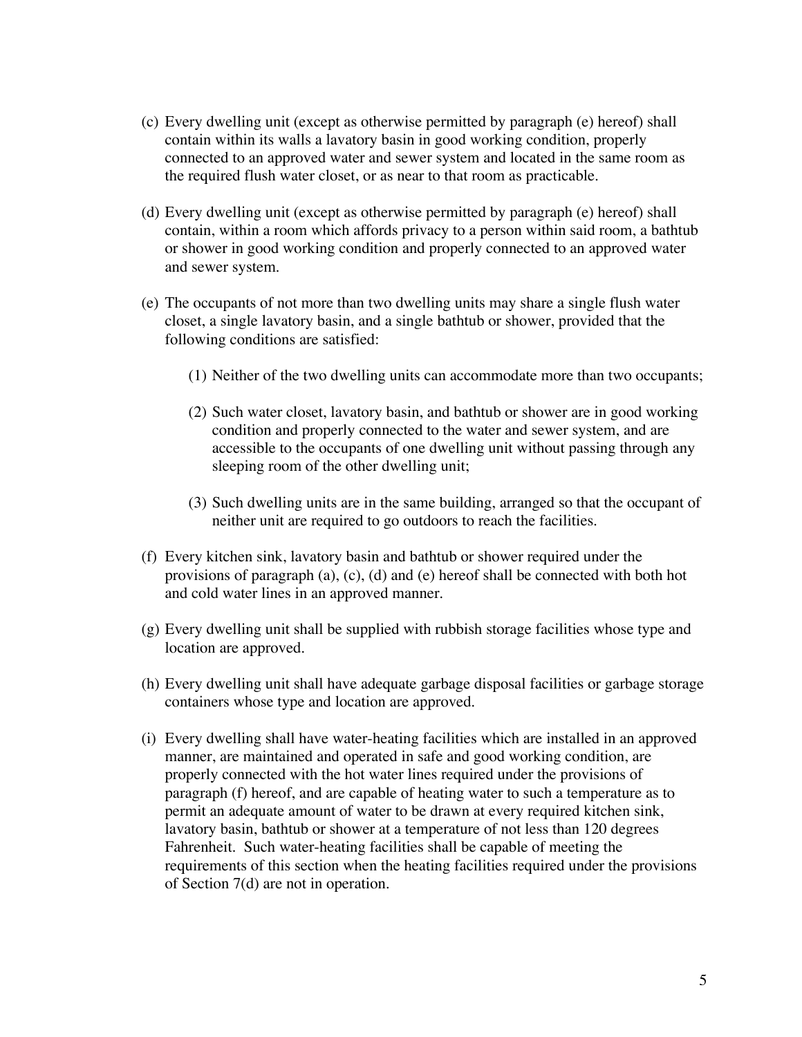(c) Every dwelling unit (except as otherwise permitted by paragraph (e) hereof) shall contain within its walls a lavatory basin in good working condition, properly connected to an approved water and sewer system and located in the same room as the required flush water closet, or as near to that room as practicable.

(d) Every dwelling unit (except as otherwise permitted by paragraph (e) hereof) shall contain, within a room which affords privacy to a person within said room, a bathtub or shower in good working condition and properly connected to an approved water and sewer system.

(e) The occupants of not more than two dwelling units may share a single flush water closet, a single lavatory basin, and a single bathtub or shower, provided that the following conditions are satisfied:

   (1) Neither of the two dwelling units can accommodate more than two occupants;

   (2) Such water closet, lavatory basin, and bathtub or shower are in good working condition and properly connected to the water and sewer system, and are accessible to the occupants of one dwelling unit without passing through any sleeping room of the other dwelling unit;

   (3) Such dwelling units are in the same building, arranged so that the occupant of neither unit are required to go outdoors to reach the facilities.

(f) Every kitchen sink, lavatory basin and bathtub or shower required under the provisions of paragraph (a), (c), (d) and (e) hereof shall be connected with both hot and cold water lines in an approved manner.

(g) Every dwelling unit shall be supplied with rubbish storage facilities whose type and location are approved.

(h) Every dwelling unit shall have adequate garbage disposal facilities or garbage storage containers whose type and location are approved.

(i) Every dwelling shall have water-heating facilities which are installed in an approved manner, are maintained and operated in safe and good working condition, are properly connected with the hot water lines required under the provisions of paragraph (f) hereof, and are capable of heating water to such a temperature as to permit an adequate amount of water to be drawn at every required kitchen sink, lavatory basin, bathtub or shower at a temperature of not less than 120 degrees Fahrenheit. Such water-heating facilities shall be capable of meeting the requirements of this section when the heating facilities required under the provisions of Section 7(d) are not in operation.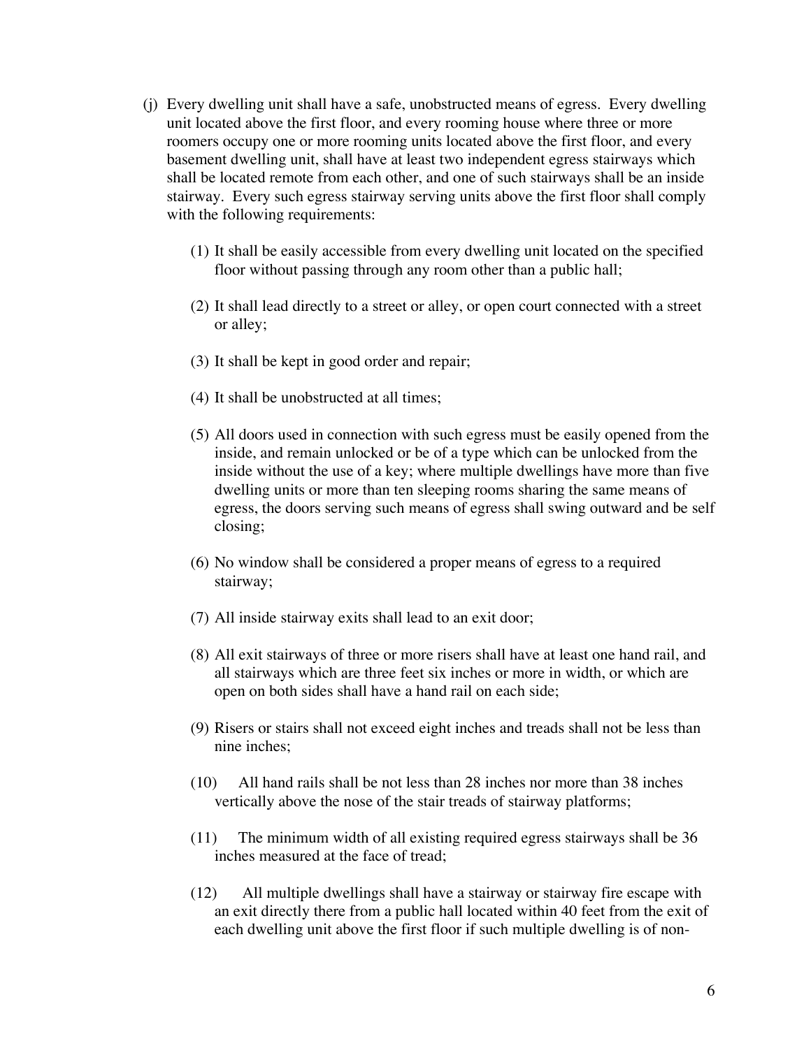(j) Every dwelling unit shall have a safe, unobstructed means of egress. Every dwelling unit located above the first floor, and every rooming house where three or more roomers occupy one or more rooming units located above the first floor, and every basement dwelling unit, shall have at least two independent egress stairways which shall be located remote from each other, and one of such stairways shall be an inside stairway. Every such egress stairway serving units above the first floor shall comply with the following requirements:

(1) It shall be easily accessible from every dwelling unit located on the specified floor without passing through any room other than a public hall;

(2) It shall lead directly to a street or alley, or open court connected with a street or alley;

(3) It shall be kept in good order and repair;

(4) It shall be unobstructed at all times;

(5) All doors used in connection with such egress must be easily opened from the inside, and remain unlocked or be of a type which can be unlocked from the inside without the use of a key; where multiple dwellings have more than five dwelling units or more than ten sleeping rooms sharing the same means of egress, the doors serving such means of egress shall swing outward and be self closing;

(6) No window shall be considered a proper means of egress to a required stairway;

(7) All inside stairway exits shall lead to an exit door;

(8) All exit stairways of three or more risers shall have at least one hand rail, and all stairways which are three feet six inches or more in width, or which are open on both sides shall have a hand rail on each side;

(9) Risers or stairs shall not exceed eight inches and treads shall not be less than nine inches;

(10) All hand rails shall be not less than 28 inches nor more than 38 inches vertically above the nose of the stair treads of stairway platforms;

(11) The minimum width of all existing required egress stairways shall be 36 inches measured at the face of tread;

(12) All multiple dwellings shall have a stairway or stairway fire escape with an exit directly there from a public hall located within 40 feet from the exit of each dwelling unit above the first floor if such multiple dwelling is of non-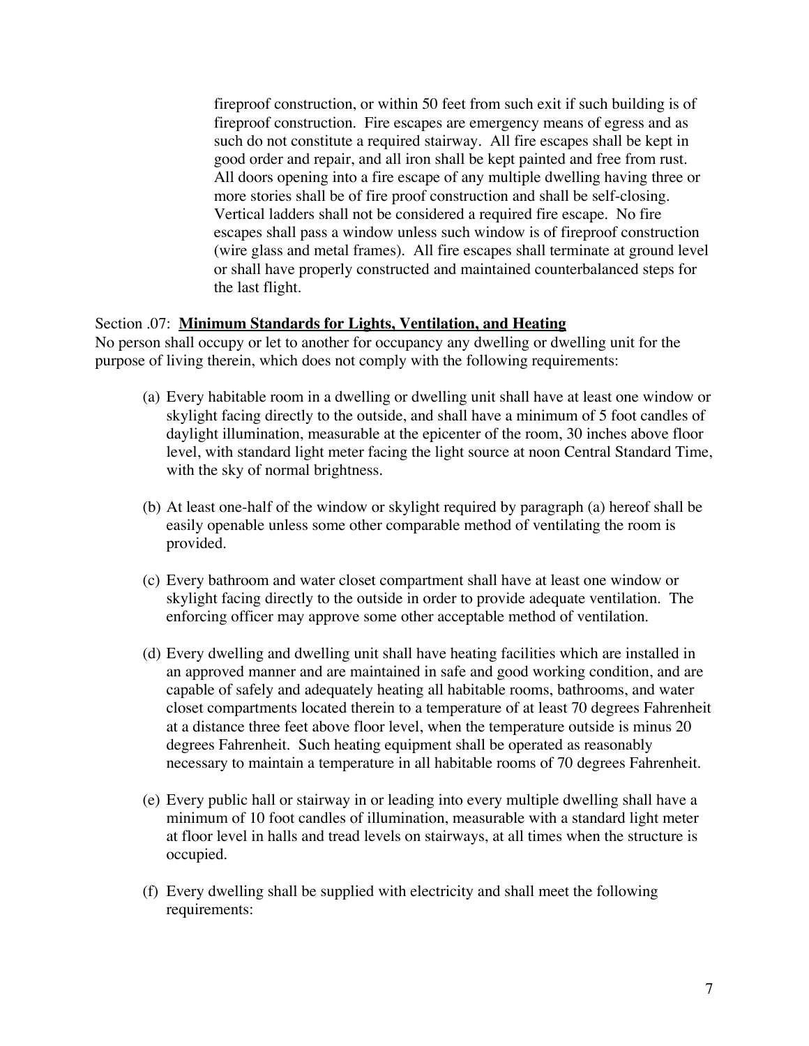fireproof construction, or within 50 feet from such exit if such building is of fireproof construction. Fire escapes are emergency means of egress and as such do not constitute a required stairway. All fire escapes shall be kept in good order and repair, and all iron shall be kept painted and free from rust. All doors opening into a fire escape of any multiple dwelling having three or more stories shall be of fire proof construction and shall be self-closing. Vertical ladders shall not be considered a required fire escape. No fire escapes shall pass a window unless such window is of fireproof construction (wire glass and metal frames). All fire escapes shall terminate at ground level or shall have properly constructed and maintained counterbalanced steps for the last flight.

Section .07: **Minimum Standards for Lights, Ventilation, and Heating**

No person shall occupy or let to another for occupancy any dwelling or dwelling unit for the purpose of living therein, which does not comply with the following requirements:

(a) Every habitable room in a dwelling or dwelling unit shall have at least one window or skylight facing directly to the outside, and shall have a minimum of 5 foot candles of daylight illumination, measurable at the epicenter of the room, 30 inches above floor level, with standard light meter facing the light source at noon Central Standard Time, with the sky of normal brightness.

(b) At least one-half of the window or skylight required by paragraph (a) hereof shall be easily openable unless some other comparable method of ventilating the room is provided.

(c) Every bathroom and water closet compartment shall have at least one window or skylight facing directly to the outside in order to provide adequate ventilation. The enforcing officer may approve some other acceptable method of ventilation.

(d) Every dwelling and dwelling unit shall have heating facilities which are installed in an approved manner and are maintained in safe and good working condition, and are capable of safely and adequately heating all habitable rooms, bathrooms, and water closet compartments located therein to a temperature of at least 70 degrees Fahrenheit at a distance three feet above floor level, when the temperature outside is minus 20 degrees Fahrenheit. Such heating equipment shall be operated as reasonably necessary to maintain a temperature in all habitable rooms of 70 degrees Fahrenheit.

(e) Every public hall or stairway in or leading into every multiple dwelling shall have a minimum of 10 foot candles of illumination, measurable with a standard light meter at floor level in halls and tread levels on stairways, at all times when the structure is occupied.

(f) Every dwelling shall be supplied with electricity and shall meet the following requirements: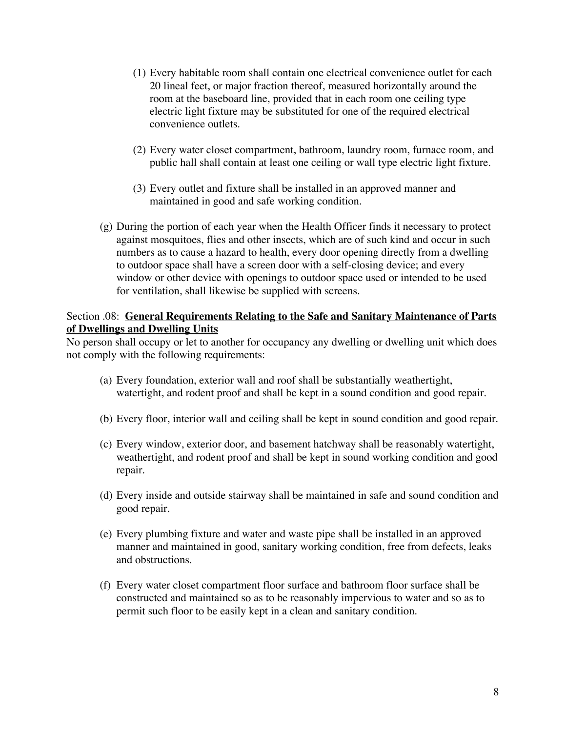(1) Every habitable room shall contain one electrical convenience outlet for each 20 lineal feet, or major fraction thereof, measured horizontally around the room at the baseboard line, provided that in each room one ceiling type electric light fixture may be substituted for one of the required electrical convenience outlets.

(2) Every water closet compartment, bathroom, laundry room, furnace room, and public hall shall contain at least one ceiling or wall type electric light fixture.

(3) Every outlet and fixture shall be installed in an approved manner and maintained in good and safe working condition.

(g) During the portion of each year when the Health Officer finds it necessary to protect against mosquitoes, flies and other insects, which are of such kind and occur in such numbers as to cause a hazard to health, every door opening directly from a dwelling to outdoor space shall have a screen door with a self-closing device; and every window or other device with openings to outdoor space used or intended to be used for ventilation, shall likewise be supplied with screens.

Section .08: **General Requirements Relating to the Safe and Sanitary Maintenance of Parts of Dwellings and Dwelling Units**

No person shall occupy or let to another for occupancy any dwelling or dwelling unit which does not comply with the following requirements:

(a) Every foundation, exterior wall and roof shall be substantially weathertight, watertight, and rodent proof and shall be kept in a sound condition and good repair.

(b) Every floor, interior wall and ceiling shall be kept in sound condition and good repair.

(c) Every window, exterior door, and basement hatchway shall be reasonably watertight, weathertight, and rodent proof and shall be kept in sound working condition and good repair.

(d) Every inside and outside stairway shall be maintained in safe and sound condition and good repair.

(e) Every plumbing fixture and water and waste pipe shall be installed in an approved manner and maintained in good, sanitary working condition, free from defects, leaks and obstructions.

(f) Every water closet compartment floor surface and bathroom floor surface shall be constructed and maintained so as to be reasonably impervious to water and so as to permit such floor to be easily kept in a clean and sanitary condition.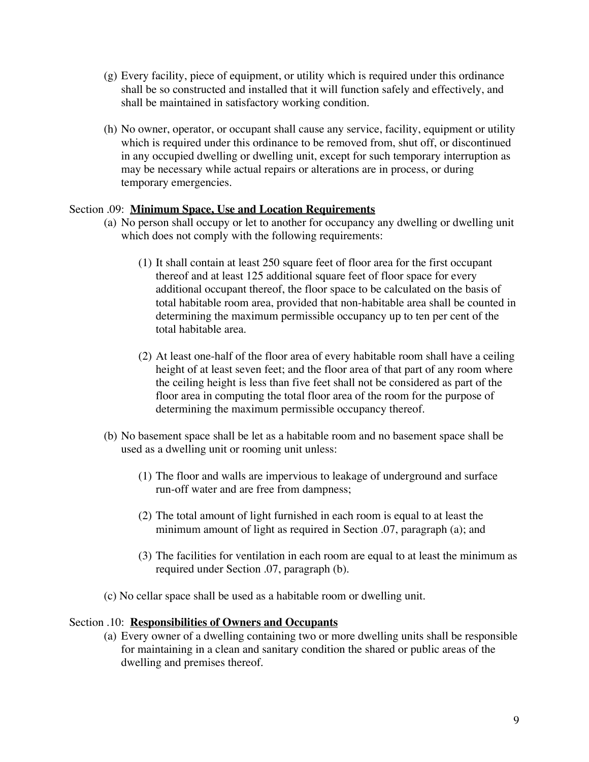(g) Every facility, piece of equipment, or utility which is required under this ordinance shall be so constructed and installed that it will function safely and effectively, and shall be maintained in satisfactory working condition.

(h) No owner, operator, or occupant shall cause any service, facility, equipment or utility which is required under this ordinance to be removed from, shut off, or discontinued in any occupied dwelling or dwelling unit, except for such temporary interruption as may be necessary while actual repairs or alterations are in process, or during temporary emergencies.

Section .09: **Minimum Space, Use and Location Requirements**

(a) No person shall occupy or let to another for occupancy any dwelling or dwelling unit which does not comply with the following requirements:

(1) It shall contain at least 250 square feet of floor area for the first occupant thereof and at least 125 additional square feet of floor space for every additional occupant thereof, the floor space to be calculated on the basis of total habitable room area, provided that non-habitable area shall be counted in determining the maximum permissible occupancy up to ten per cent of the total habitable area.

(2) At least one-half of the floor area of every habitable room shall have a ceiling height of at least seven feet; and the floor area of that part of any room where the ceiling height is less than five feet shall not be considered as part of the floor area in computing the total floor area of the room for the purpose of determining the maximum permissible occupancy thereof.

(b) No basement space shall be let as a habitable room and no basement space shall be used as a dwelling unit or rooming unit unless:

(1) The floor and walls are impervious to leakage of underground and surface run-off water and are free from dampness;

(2) The total amount of light furnished in each room is equal to at least the minimum amount of light as required in Section .07, paragraph (a); and

(3) The facilities for ventilation in each room are equal to at least the minimum as required under Section .07, paragraph (b).

(c) No cellar space shall be used as a habitable room or dwelling unit.

Section .10: **Responsibilities of Owners and Occupants**

(a) Every owner of a dwelling containing two or more dwelling units shall be responsible for maintaining in a clean and sanitary condition the shared or public areas of the dwelling and premises thereof.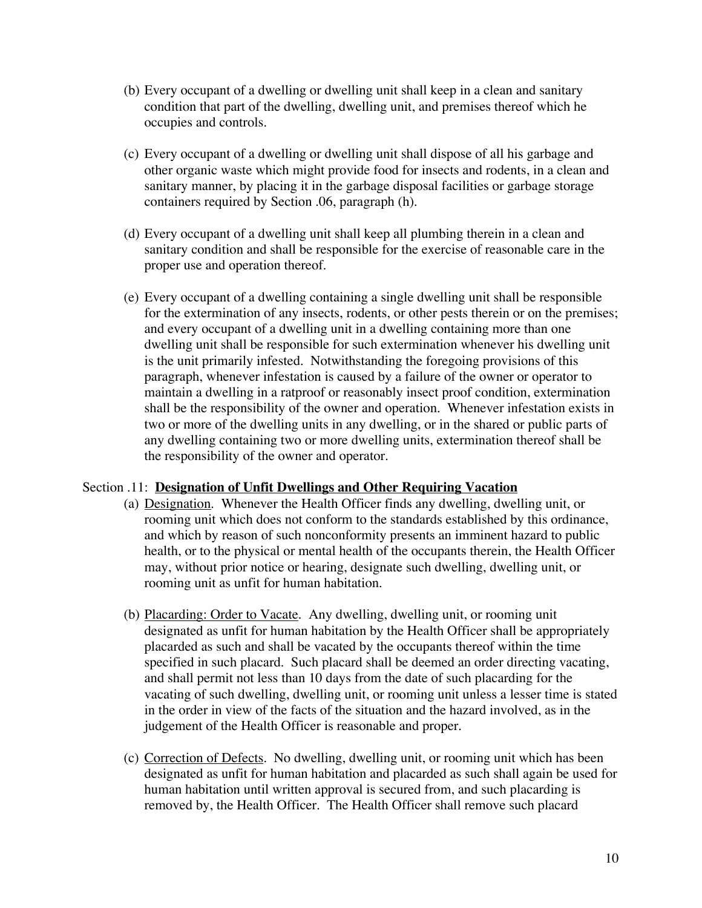(b) Every occupant of a dwelling or dwelling unit shall keep in a clean and sanitary condition that part of the dwelling, dwelling unit, and premises thereof which he occupies and controls.

(c) Every occupant of a dwelling or dwelling unit shall dispose of all his garbage and other organic waste which might provide food for insects and rodents, in a clean and sanitary manner, by placing it in the garbage disposal facilities or garbage storage containers required by Section .06, paragraph (h).

(d) Every occupant of a dwelling unit shall keep all plumbing therein in a clean and sanitary condition and shall be responsible for the exercise of reasonable care in the proper use and operation thereof.

(e) Every occupant of a dwelling containing a single dwelling unit shall be responsible for the extermination of any insects, rodents, or other pests therein or on the premises; and every occupant of a dwelling unit in a dwelling containing more than one dwelling unit shall be responsible for such extermination whenever his dwelling unit is the unit primarily infested. Notwithstanding the foregoing provisions of this paragraph, whenever infestation is caused by a failure of the owner or operator to maintain a dwelling in a ratproof or reasonably insect proof condition, extermination shall be the responsibility of the owner and operation. Whenever infestation exists in two or more of the dwelling units in any dwelling, or in the shared or public parts of any dwelling containing two or more dwelling units, extermination thereof shall be the responsibility of the owner and operator.

Section .11: **<u>Designation of Unfit Dwellings and Other Requiring Vacation</u>**

(a) <u>Designation</u>. Whenever the Health Officer finds any dwelling, dwelling unit, or rooming unit which does not conform to the standards established by this ordinance, and which by reason of such nonconformity presents an imminent hazard to public health, or to the physical or mental health of the occupants therein, the Health Officer may, without prior notice or hearing, designate such dwelling, dwelling unit, or rooming unit as unfit for human habitation.

(b) <u>Placarding: Order to Vacate</u>. Any dwelling, dwelling unit, or rooming unit designated as unfit for human habitation by the Health Officer shall be appropriately placarded as such and shall be vacated by the occupants thereof within the time specified in such placard. Such placard shall be deemed an order directing vacating, and shall permit not less than 10 days from the date of such placarding for the vacating of such dwelling, dwelling unit, or rooming unit unless a lesser time is stated in the order in view of the facts of the situation and the hazard involved, as in the judgement of the Health Officer is reasonable and proper.

(c) <u>Correction of Defects</u>. No dwelling, dwelling unit, or rooming unit which has been designated as unfit for human habitation and placarded as such shall again be used for human habitation until written approval is secured from, and such placarding is removed by, the Health Officer. The Health Officer shall remove such placard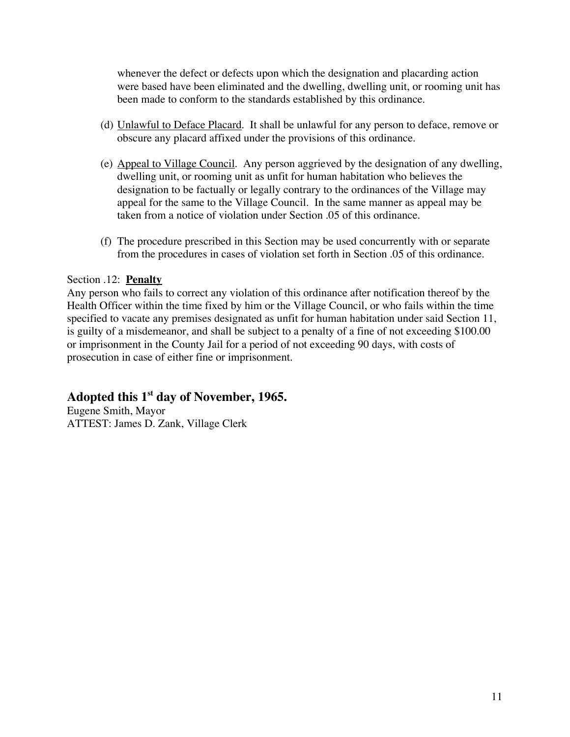whenever the defect or defects upon which the designation and placarding action were based have been eliminated and the dwelling, dwelling unit, or rooming unit has been made to conform to the standards established by this ordinance.

(d) Unlawful to Deface Placard. It shall be unlawful for any person to deface, remove or obscure any placard affixed under the provisions of this ordinance.

(e) Appeal to Village Council. Any person aggrieved by the designation of any dwelling, dwelling unit, or rooming unit as unfit for human habitation who believes the designation to be factually or legally contrary to the ordinances of the Village may appeal for the same to the Village Council. In the same manner as appeal may be taken from a notice of violation under Section .05 of this ordinance.

(f) The procedure prescribed in this Section may be used concurrently with or separate from the procedures in cases of violation set forth in Section .05 of this ordinance.

Section .12: **Penalty**

Any person who fails to correct any violation of this ordinance after notification thereof by the Health Officer within the time fixed by him or the Village Council, or who fails within the time specified to vacate any premises designated as unfit for human habitation under said Section 11, is guilty of a misdemeanor, and shall be subject to a penalty of a fine of not exceeding $100.00 or imprisonment in the County Jail for a period of not exceeding 90 days, with costs of prosecution in case of either fine or imprisonment.

## Adopted this 1st day of November, 1965.

Eugene Smith, Mayor
ATTEST: James D. Zank, Village Clerk